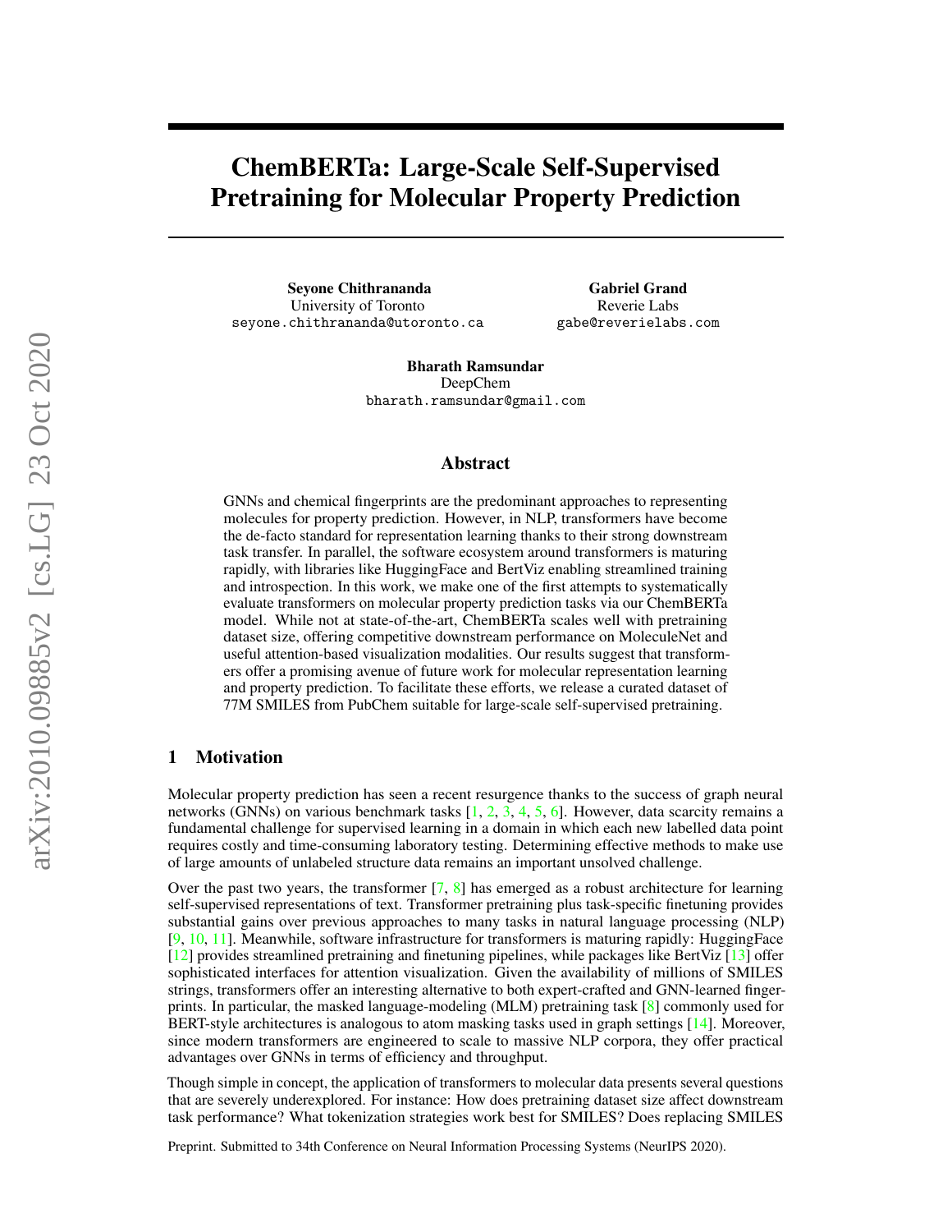# ChemBERTa: Large-Scale Self-Supervised Pretraining for Molecular Property Prediction

**Seyone Chithrananda**
University of Toronto
seyone.chithrananda@utoronto.ca

**Gabriel Grand**
Reverie Labs
gabe@reverielabs.com

**Bharath Ramsundar**
DeepChem
bharath.ramsundar@gmail.com

## Abstract

GNNs and chemical fingerprints are the predominant approaches to representing molecules for property prediction. However, in NLP, transformers have become the de-facto standard for representation learning thanks to their strong downstream task transfer. In parallel, the software ecosystem around transformers is maturing rapidly, with libraries like HuggingFace and BertViz enabling streamlined training and introspection. In this work, we make one of the first attempts to systematically evaluate transformers on molecular property prediction tasks via our ChemBERTa model. While not at state-of-the-art, ChemBERTa scales well with pretraining dataset size, offering competitive downstream performance on MoleculeNet and useful attention-based visualization modalities. Our results suggest that transformers offer a promising avenue of future work for molecular representation learning and property prediction. To facilitate these efforts, we release a curated dataset of 77M SMILES from PubChem suitable for large-scale self-supervised pretraining.

## 1 Motivation

Molecular property prediction has seen a recent resurgence thanks to the success of graph neural networks (GNNs) on various benchmark tasks [1, 2, 3, 4, 5, 6]. However, data scarcity remains a fundamental challenge for supervised learning in a domain in which each new labelled data point requires costly and time-consuming laboratory testing. Determining effective methods to make use of large amounts of unlabeled structure data remains an important unsolved challenge.

Over the past two years, the transformer [7, 8] has emerged as a robust architecture for learning self-supervised representations of text. Transformer pretraining plus task-specific finetuning provides substantial gains over previous approaches to many tasks in natural language processing (NLP) [9, 10, 11]. Meanwhile, software infrastructure for transformers is maturing rapidly: HuggingFace [12] provides streamlined pretraining and finetuning pipelines, while packages like BertViz [13] offer sophisticated interfaces for attention visualization. Given the availability of millions of SMILES strings, transformers offer an interesting alternative to both expert-crafted and GNN-learned fingerprints. In particular, the masked language-modeling (MLM) pretraining task [8] commonly used for BERT-style architectures is analogous to atom masking tasks used in graph settings [14]. Moreover, since modern transformers are engineered to scale to massive NLP corpora, they offer practical advantages over GNNs in terms of efficiency and throughput.

Though simple in concept, the application of transformers to molecular data presents several questions that are severely underexplored. For instance: How does pretraining dataset size affect downstream task performance? What tokenization strategies work best for SMILES? Does replacing SMILES

Preprint. Submitted to 34th Conference on Neural Information Processing Systems (NeurIPS 2020).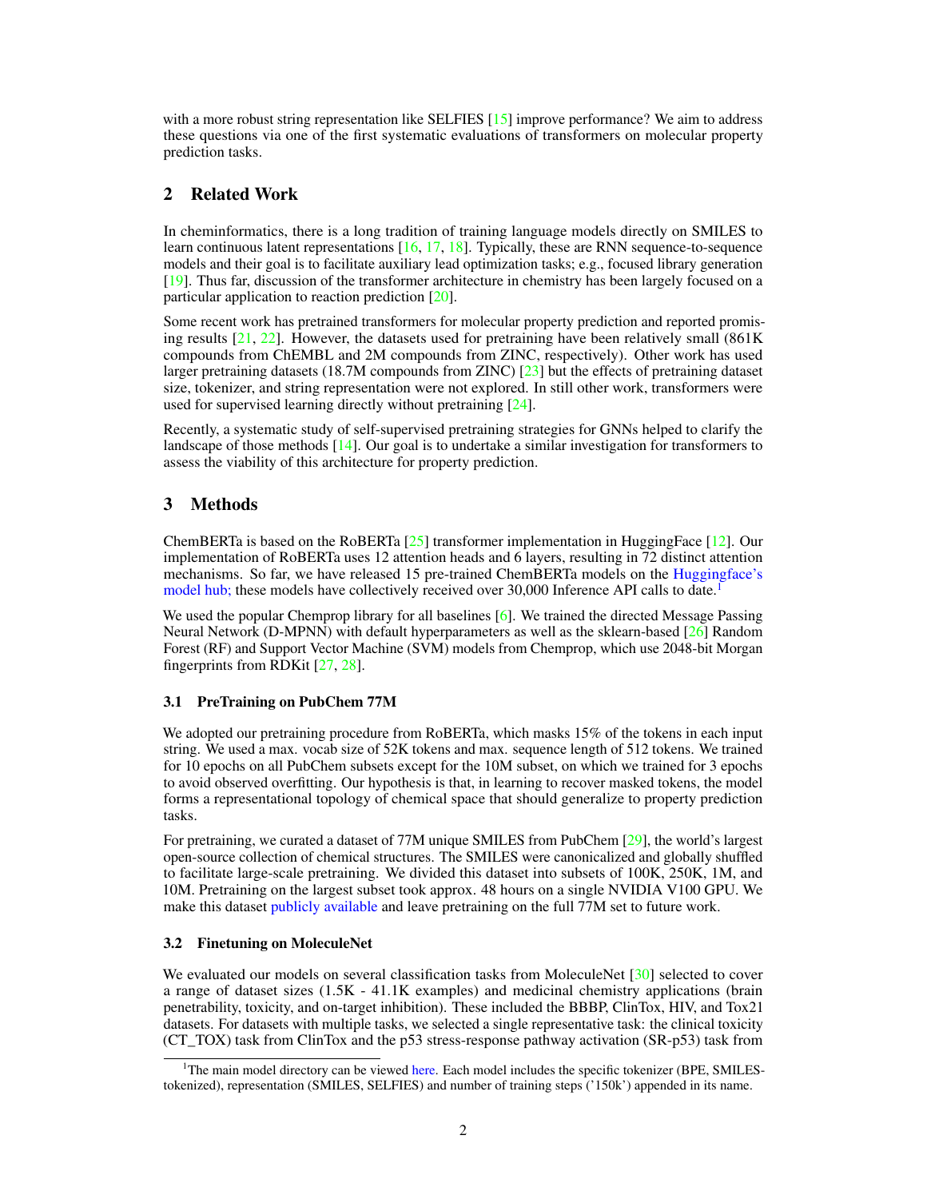with a more robust string representation like SELFIES [15] improve performance? We aim to address these questions via one of the first systematic evaluations of transformers on molecular property prediction tasks.

## 2 Related Work

In cheminformatics, there is a long tradition of training language models directly on SMILES to learn continuous latent representations [16, 17, 18]. Typically, these are RNN sequence-to-sequence models and their goal is to facilitate auxiliary lead optimization tasks; e.g., focused library generation [19]. Thus far, discussion of the transformer architecture in chemistry has been largely focused on a particular application to reaction prediction [20].

Some recent work has pretrained transformers for molecular property prediction and reported promising results [21, 22]. However, the datasets used for pretraining have been relatively small (861K compounds from ChEMBL and 2M compounds from ZINC, respectively). Other work has used larger pretraining datasets (18.7M compounds from ZINC) [23] but the effects of pretraining dataset size, tokenizer, and string representation were not explored. In still other work, transformers were used for supervised learning directly without pretraining [24].

Recently, a systematic study of self-supervised pretraining strategies for GNNs helped to clarify the landscape of those methods [14]. Our goal is to undertake a similar investigation for transformers to assess the viability of this architecture for property prediction.

## 3 Methods

ChemBERTa is based on the RoBERTa [25] transformer implementation in HuggingFace [12]. Our implementation of RoBERTa uses 12 attention heads and 6 layers, resulting in 72 distinct attention mechanisms. So far, we have released 15 pre-trained ChemBERTa models on the Huggingface's model hub; these models have collectively received over 30,000 Inference API calls to date.[1]

We used the popular Chemprop library for all baselines [6]. We trained the directed Message Passing Neural Network (D-MPNN) with default hyperparameters as well as the sklearn-based [26] Random Forest (RF) and Support Vector Machine (SVM) models from Chemprop, which use 2048-bit Morgan fingerprints from RDKit [27, 28].

### 3.1 PreTraining on PubChem 77M

We adopted our pretraining procedure from RoBERTa, which masks 15% of the tokens in each input string. We used a max. vocab size of 52K tokens and max. sequence length of 512 tokens. We trained for 10 epochs on all PubChem subsets except for the 10M subset, on which we trained for 3 epochs to avoid observed overfitting. Our hypothesis is that, in learning to recover masked tokens, the model forms a representational topology of chemical space that should generalize to property prediction tasks.

For pretraining, we curated a dataset of 77M unique SMILES from PubChem [29], the world's largest open-source collection of chemical structures. The SMILES were canonicalized and globally shuffled to facilitate large-scale pretraining. We divided this dataset into subsets of 100K, 250K, 1M, and 10M. Pretraining on the largest subset took approx. 48 hours on a single NVIDIA V100 GPU. We make this dataset publicly available and leave pretraining on the full 77M set to future work.

### 3.2 Finetuning on MoleculeNet

We evaluated our models on several classification tasks from MoleculeNet [30] selected to cover a range of dataset sizes (1.5K - 41.1K examples) and medicinal chemistry applications (brain penetrability, toxicity, and on-target inhibition). These included the BBBP, ClinTox, HIV, and Tox21 datasets. For datasets with multiple tasks, we selected a single representative task: the clinical toxicity (CT_TOX) task from ClinTox and the p53 stress-response pathway activation (SR-p53) task from

[1] The main model directory can be viewed here. Each model includes the specific tokenizer (BPE, SMILES-tokenized), representation (SMILES, SELFIES) and number of training steps ('150k') appended in its name.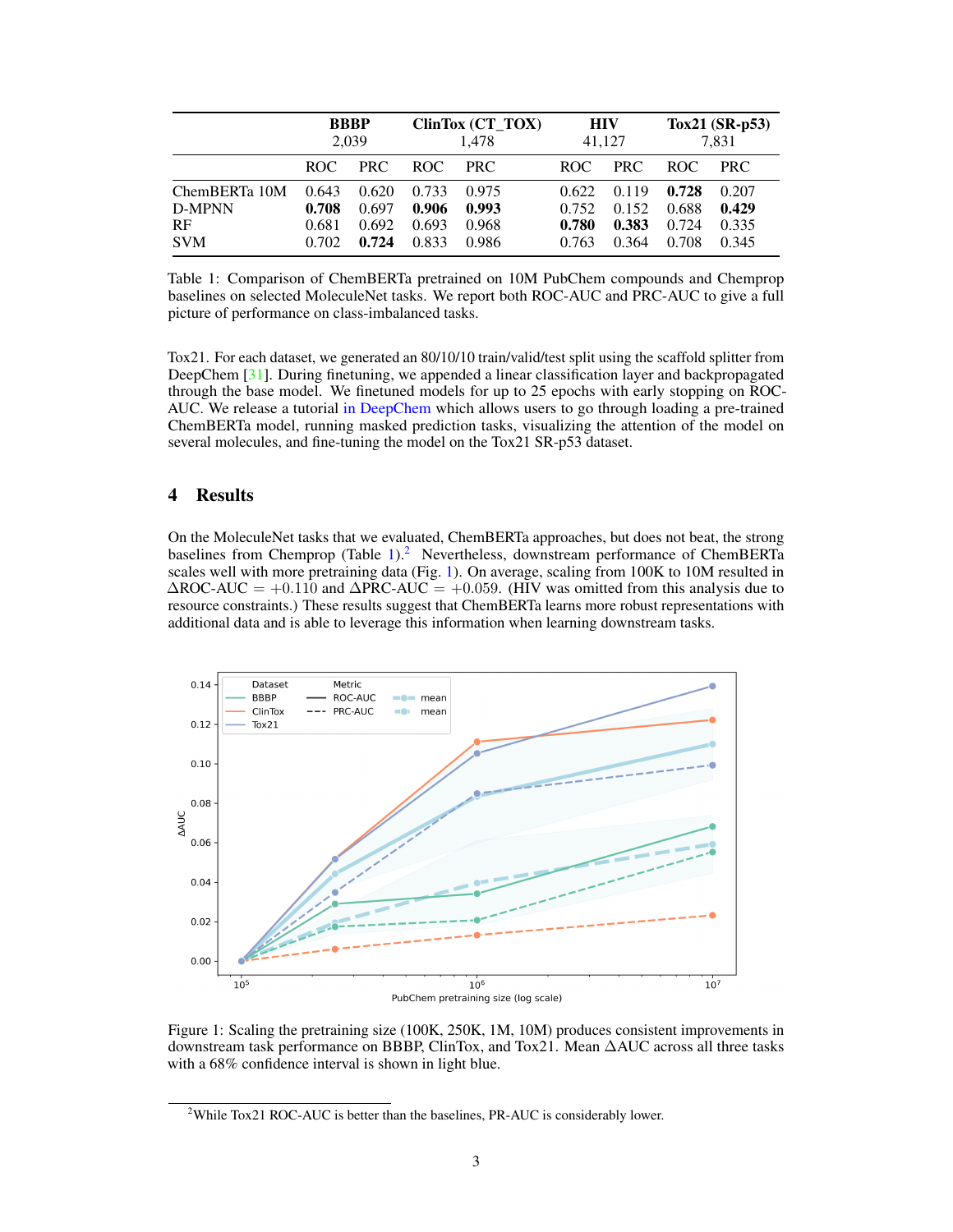| | BBBP 2,039 | | ClinTox (CT_TOX) 1,478 | | HIV 41,127 | | Tox21 (SR-p53) 7,831 | |
|---|---|---|---|---|---|---|---|---|
| | ROC | PRC | ROC | PRC | ROC | PRC | ROC | PRC |
| ChemBERTa 10M | 0.643 | 0.620 | 0.733 | 0.975 | 0.622 | 0.119 | **0.728** | 0.207 |
| D-MPNN | **0.708** | 0.697 | **0.906** | **0.993** | 0.752 | 0.152 | 0.688 | **0.429** |
| RF | 0.681 | 0.692 | 0.693 | 0.968 | **0.780** | **0.383** | 0.724 | 0.335 |
| SVM | 0.702 | **0.724** | 0.833 | 0.986 | 0.763 | 0.364 | 0.708 | 0.345 |

Table 1: Comparison of ChemBERTa pretrained on 10M PubChem compounds and Chemprop baselines on selected MoleculeNet tasks. We report both ROC-AUC and PRC-AUC to give a full picture of performance on class-imbalanced tasks.

Tox21. For each dataset, we generated an 80/10/10 train/valid/test split using the scaffold splitter from DeepChem [31]. During finetuning, we appended a linear classification layer and backpropagated through the base model. We finetuned models for up to 25 epochs with early stopping on ROC-AUC. We release a tutorial in DeepChem which allows users to go through loading a pre-trained ChemBERTa model, running masked prediction tasks, visualizing the attention of the model on several molecules, and fine-tuning the model on the Tox21 SR-p53 dataset.

# 4 Results

On the MoleculeNet tasks that we evaluated, ChemBERTa approaches, but does not beat, the strong baselines from Chemprop (Table 1).[2] Nevertheless, downstream performance of ChemBERTa scales well with more pretraining data (Fig. 1). On average, scaling from 100K to 10M resulted in $\Delta$ROC-AUC $= +0.110$ and $\Delta$PRC-AUC $= +0.059$. (HIV was omitted from this analysis due to resource constraints.) These results suggest that ChemBERTa learns more robust representations with additional data and is able to leverage this information when learning downstream tasks.

Figure 1: Scaling the pretraining size (100K, 250K, 1M, 10M) produces consistent improvements in downstream task performance on BBBP, ClinTox, and Tox21. Mean $\Delta$AUC across all three tasks with a 68% confidence interval is shown in light blue.

[2] While Tox21 ROC-AUC is better than the baselines, PR-AUC is considerably lower.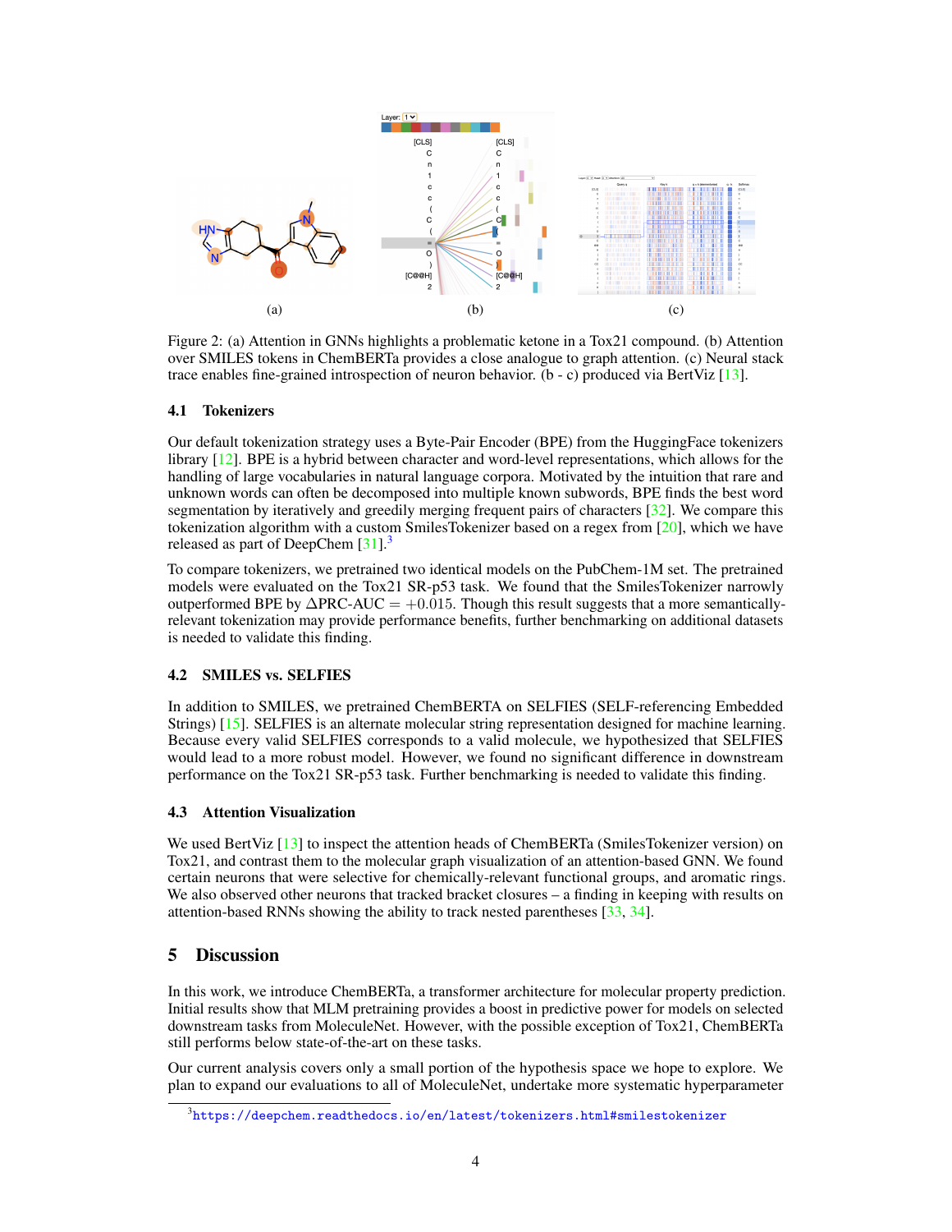Figure 2: (a) Attention in GNNs highlights a problematic ketone in a Tox21 compound. (b) Attention over SMILES tokens in ChemBERTa provides a close analogue to graph attention. (c) Neural stack trace enables fine-grained introspection of neuron behavior. (b - c) produced via BertViz [13].

### 4.1 Tokenizers

Our default tokenization strategy uses a Byte-Pair Encoder (BPE) from the HuggingFace tokenizers library [12]. BPE is a hybrid between character and word-level representations, which allows for the handling of large vocabularies in natural language corpora. Motivated by the intuition that rare and unknown words can often be decomposed into multiple known subwords, BPE finds the best word segmentation by iteratively and greedily merging frequent pairs of characters [32]. We compare this tokenization algorithm with a custom SmilesTokenizer based on a regex from [20], which we have released as part of DeepChem [31].[3]

To compare tokenizers, we pretrained two identical models on the PubChem-1M set. The pretrained models were evaluated on the Tox21 SR-p53 task. We found that the SmilesTokenizer narrowly outperformed BPE by $\Delta$PRC-AUC $= +0.015$. Though this result suggests that a more semantically-relevant tokenization may provide performance benefits, further benchmarking on additional datasets is needed to validate this finding.

### 4.2 SMILES vs. SELFIES

In addition to SMILES, we pretrained ChemBERTA on SELFIES (SELF-referencing Embedded Strings) [15]. SELFIES is an alternate molecular string representation designed for machine learning. Because every valid SELFIES corresponds to a valid molecule, we hypothesized that SELFIES would lead to a more robust model. However, we found no significant difference in downstream performance on the Tox21 SR-p53 task. Further benchmarking is needed to validate this finding.

### 4.3 Attention Visualization

We used BertViz [13] to inspect the attention heads of ChemBERTa (SmilesTokenizer version) on Tox21, and contrast them to the molecular graph visualization of an attention-based GNN. We found certain neurons that were selective for chemically-relevant functional groups, and aromatic rings. We also observed other neurons that tracked bracket closures – a finding in keeping with results on attention-based RNNs showing the ability to track nested parentheses [33, 34].

## 5 Discussion

In this work, we introduce ChemBERTa, a transformer architecture for molecular property prediction. Initial results show that MLM pretraining provides a boost in predictive power for models on selected downstream tasks from MoleculeNet. However, with the possible exception of Tox21, ChemBERTa still performs below state-of-the-art on these tasks.

Our current analysis covers only a small portion of the hypothesis space we hope to explore. We plan to expand our evaluations to all of MoleculeNet, undertake more systematic hyperparameter

[3] https://deepchem.readthedocs.io/en/latest/tokenizers.html#smilestokenizer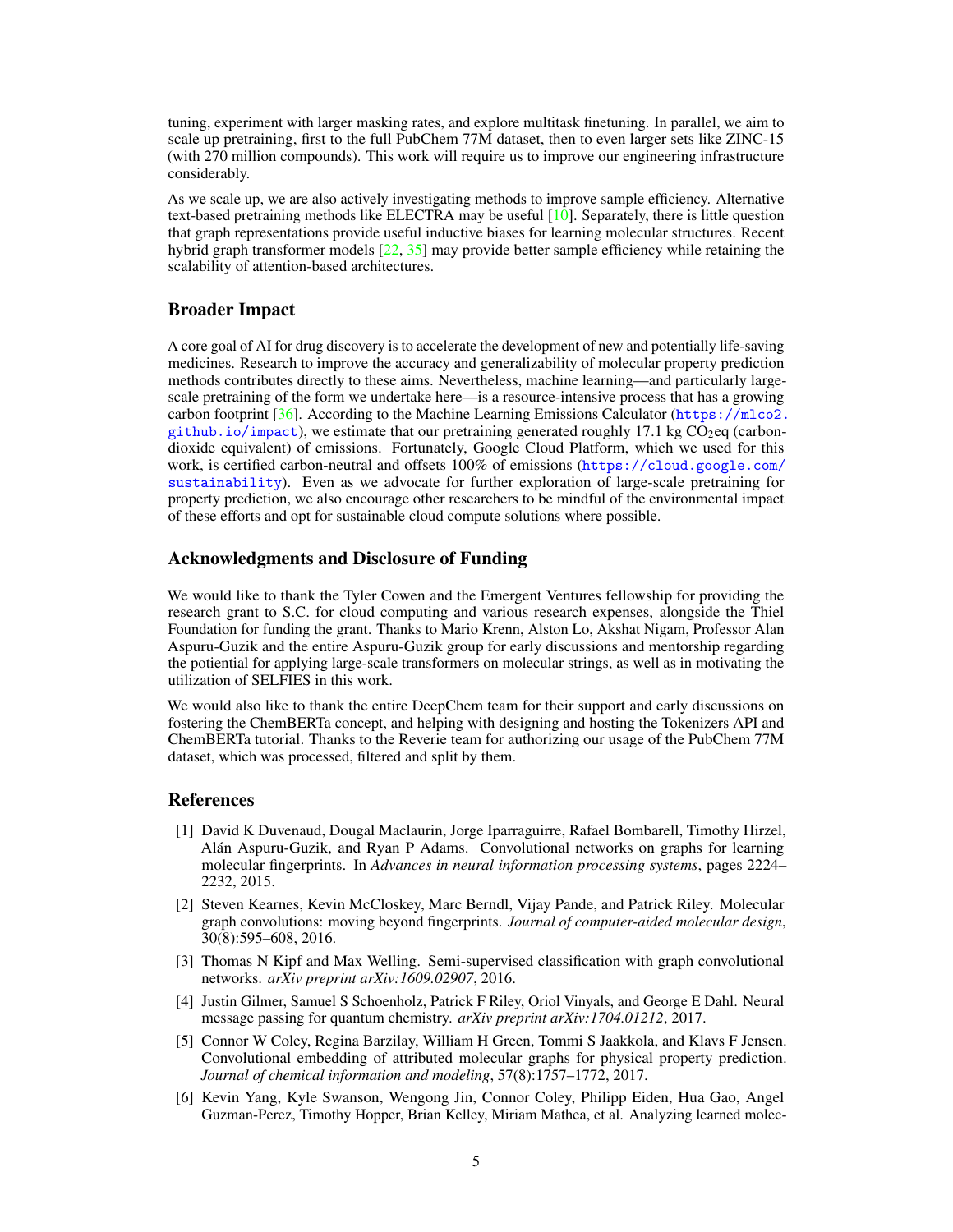tuning, experiment with larger masking rates, and explore multitask finetuning. In parallel, we aim to scale up pretraining, first to the full PubChem 77M dataset, then to even larger sets like ZINC-15 (with 270 million compounds). This work will require us to improve our engineering infrastructure considerably.

As we scale up, we are also actively investigating methods to improve sample efficiency. Alternative text-based pretraining methods like ELECTRA may be useful [10]. Separately, there is little question that graph representations provide useful inductive biases for learning molecular structures. Recent hybrid graph transformer models [22, 35] may provide better sample efficiency while retaining the scalability of attention-based architectures.

## Broader Impact

A core goal of AI for drug discovery is to accelerate the development of new and potentially life-saving medicines. Research to improve the accuracy and generalizability of molecular property prediction methods contributes directly to these aims. Nevertheless, machine learning—and particularly large-scale pretraining of the form we undertake here—is a resource-intensive process that has a growing carbon footprint [36]. According to the Machine Learning Emissions Calculator (https://mlco2.github.io/impact), we estimate that our pretraining generated roughly 17.1 kg $CO_2$eq (carbon-dioxide equivalent) of emissions. Fortunately, Google Cloud Platform, which we used for this work, is certified carbon-neutral and offsets 100% of emissions (https://cloud.google.com/sustainability). Even as we advocate for further exploration of large-scale pretraining for property prediction, we also encourage other researchers to be mindful of the environmental impact of these efforts and opt for sustainable cloud compute solutions where possible.

## Acknowledgments and Disclosure of Funding

We would like to thank the Tyler Cowen and the Emergent Ventures fellowship for providing the research grant to S.C. for cloud computing and various research expenses, alongside the Thiel Foundation for funding the grant. Thanks to Mario Krenn, Alston Lo, Akshat Nigam, Professor Alan Aspuru-Guzik and the entire Aspuru-Guzik group for early discussions and mentorship regarding the potiential for applying large-scale transformers on molecular strings, as well as in motivating the utilization of SELFIES in this work.

We would also like to thank the entire DeepChem team for their support and early discussions on fostering the ChemBERTa concept, and helping with designing and hosting the Tokenizers API and ChemBERTa tutorial. Thanks to the Reverie team for authorizing our usage of the PubChem 77M dataset, which was processed, filtered and split by them.

## References

[1] David K Duvenaud, Dougal Maclaurin, Jorge Iparraguirre, Rafael Bombarell, Timothy Hirzel, Alán Aspuru-Guzik, and Ryan P Adams. Convolutional networks on graphs for learning molecular fingerprints. In *Advances in neural information processing systems*, pages 2224–2232, 2015.

[2] Steven Kearnes, Kevin McCloskey, Marc Berndl, Vijay Pande, and Patrick Riley. Molecular graph convolutions: moving beyond fingerprints. *Journal of computer-aided molecular design*, 30(8):595–608, 2016.

[3] Thomas N Kipf and Max Welling. Semi-supervised classification with graph convolutional networks. *arXiv preprint arXiv:1609.02907*, 2016.

[4] Justin Gilmer, Samuel S Schoenholz, Patrick F Riley, Oriol Vinyals, and George E Dahl. Neural message passing for quantum chemistry. *arXiv preprint arXiv:1704.01212*, 2017.

[5] Connor W Coley, Regina Barzilay, William H Green, Tommi S Jaakkola, and Klavs F Jensen. Convolutional embedding of attributed molecular graphs for physical property prediction. *Journal of chemical information and modeling*, 57(8):1757–1772, 2017.

[6] Kevin Yang, Kyle Swanson, Wengong Jin, Connor Coley, Philipp Eiden, Hua Gao, Angel Guzman-Perez, Timothy Hopper, Brian Kelley, Miriam Mathea, et al. Analyzing learned molec-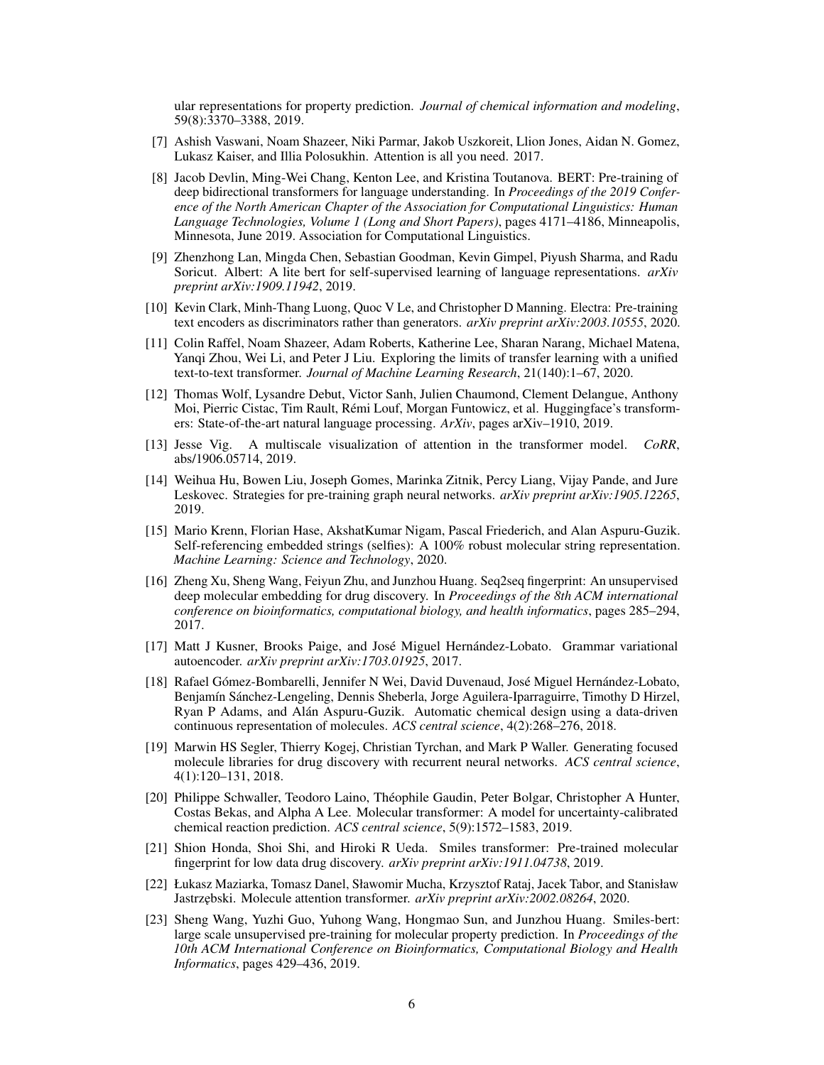ular representations for property prediction. *Journal of chemical information and modeling*, 59(8):3370–3388, 2019.

[7] Ashish Vaswani, Noam Shazeer, Niki Parmar, Jakob Uszkoreit, Llion Jones, Aidan N. Gomez, Lukasz Kaiser, and Illia Polosukhin. Attention is all you need. 2017.

[8] Jacob Devlin, Ming-Wei Chang, Kenton Lee, and Kristina Toutanova. BERT: Pre-training of deep bidirectional transformers for language understanding. In *Proceedings of the 2019 Conference of the North American Chapter of the Association for Computational Linguistics: Human Language Technologies, Volume 1 (Long and Short Papers)*, pages 4171–4186, Minneapolis, Minnesota, June 2019. Association for Computational Linguistics.

[9] Zhenzhong Lan, Mingda Chen, Sebastian Goodman, Kevin Gimpel, Piyush Sharma, and Radu Soricut. Albert: A lite bert for self-supervised learning of language representations. *arXiv preprint arXiv:1909.11942*, 2019.

[10] Kevin Clark, Minh-Thang Luong, Quoc V Le, and Christopher D Manning. Electra: Pre-training text encoders as discriminators rather than generators. *arXiv preprint arXiv:2003.10555*, 2020.

[11] Colin Raffel, Noam Shazeer, Adam Roberts, Katherine Lee, Sharan Narang, Michael Matena, Yanqi Zhou, Wei Li, and Peter J Liu. Exploring the limits of transfer learning with a unified text-to-text transformer. *Journal of Machine Learning Research*, 21(140):1–67, 2020.

[12] Thomas Wolf, Lysandre Debut, Victor Sanh, Julien Chaumond, Clement Delangue, Anthony Moi, Pierric Cistac, Tim Rault, Rémi Louf, Morgan Funtowicz, et al. Huggingface's transformers: State-of-the-art natural language processing. *ArXiv*, pages arXiv–1910, 2019.

[13] Jesse Vig. A multiscale visualization of attention in the transformer model. *CoRR*, abs/1906.05714, 2019.

[14] Weihua Hu, Bowen Liu, Joseph Gomes, Marinka Zitnik, Percy Liang, Vijay Pande, and Jure Leskovec. Strategies for pre-training graph neural networks. *arXiv preprint arXiv:1905.12265*, 2019.

[15] Mario Krenn, Florian Hase, AkshatKumar Nigam, Pascal Friederich, and Alan Aspuru-Guzik. Self-referencing embedded strings (selfies): A 100% robust molecular string representation. *Machine Learning: Science and Technology*, 2020.

[16] Zheng Xu, Sheng Wang, Feiyun Zhu, and Junzhou Huang. Seq2seq fingerprint: An unsupervised deep molecular embedding for drug discovery. In *Proceedings of the 8th ACM international conference on bioinformatics, computational biology, and health informatics*, pages 285–294, 2017.

[17] Matt J Kusner, Brooks Paige, and José Miguel Hernández-Lobato. Grammar variational autoencoder. *arXiv preprint arXiv:1703.01925*, 2017.

[18] Rafael Gómez-Bombarelli, Jennifer N Wei, David Duvenaud, José Miguel Hernández-Lobato, Benjamín Sánchez-Lengeling, Dennis Sheberla, Jorge Aguilera-Iparraguirre, Timothy D Hirzel, Ryan P Adams, and Alán Aspuru-Guzik. Automatic chemical design using a data-driven continuous representation of molecules. *ACS central science*, 4(2):268–276, 2018.

[19] Marwin HS Segler, Thierry Kogej, Christian Tyrchan, and Mark P Waller. Generating focused molecule libraries for drug discovery with recurrent neural networks. *ACS central science*, 4(1):120–131, 2018.

[20] Philippe Schwaller, Teodoro Laino, Théophile Gaudin, Peter Bolgar, Christopher A Hunter, Costas Bekas, and Alpha A Lee. Molecular transformer: A model for uncertainty-calibrated chemical reaction prediction. *ACS central science*, 5(9):1572–1583, 2019.

[21] Shion Honda, Shoi Shi, and Hiroki R Ueda. Smiles transformer: Pre-trained molecular fingerprint for low data drug discovery. *arXiv preprint arXiv:1911.04738*, 2019.

[22] Łukasz Maziarka, Tomasz Danel, Sławomir Mucha, Krzysztof Rataj, Jacek Tabor, and Stanisław Jastrzębski. Molecule attention transformer. *arXiv preprint arXiv:2002.08264*, 2020.

[23] Sheng Wang, Yuzhi Guo, Yuhong Wang, Hongmao Sun, and Junzhou Huang. Smiles-bert: large scale unsupervised pre-training for molecular property prediction. In *Proceedings of the 10th ACM International Conference on Bioinformatics, Computational Biology and Health Informatics*, pages 429–436, 2019.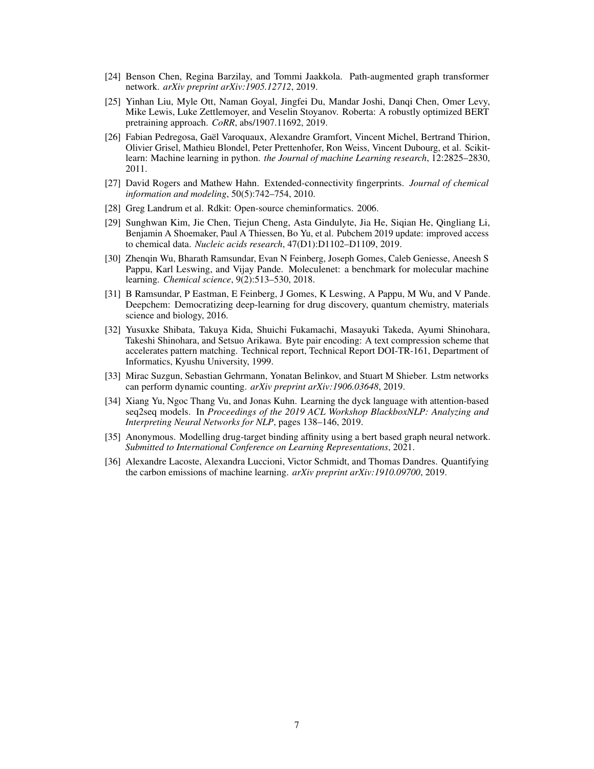[24] Benson Chen, Regina Barzilay, and Tommi Jaakkola. Path-augmented graph transformer network. *arXiv preprint arXiv:1905.12712*, 2019.

[25] Yinhan Liu, Myle Ott, Naman Goyal, Jingfei Du, Mandar Joshi, Danqi Chen, Omer Levy, Mike Lewis, Luke Zettlemoyer, and Veselin Stoyanov. Roberta: A robustly optimized BERT pretraining approach. *CoRR*, abs/1907.11692, 2019.

[26] Fabian Pedregosa, Gaël Varoquaux, Alexandre Gramfort, Vincent Michel, Bertrand Thirion, Olivier Grisel, Mathieu Blondel, Peter Prettenhofer, Ron Weiss, Vincent Dubourg, et al. Scikit-learn: Machine learning in python. *the Journal of machine Learning research*, 12:2825–2830, 2011.

[27] David Rogers and Mathew Hahn. Extended-connectivity fingerprints. *Journal of chemical information and modeling*, 50(5):742–754, 2010.

[28] Greg Landrum et al. Rdkit: Open-source cheminformatics. 2006.

[29] Sunghwan Kim, Jie Chen, Tiejun Cheng, Asta Gindulyte, Jia He, Siqian He, Qingliang Li, Benjamin A Shoemaker, Paul A Thiessen, Bo Yu, et al. Pubchem 2019 update: improved access to chemical data. *Nucleic acids research*, 47(D1):D1102–D1109, 2019.

[30] Zhenqin Wu, Bharath Ramsundar, Evan N Feinberg, Joseph Gomes, Caleb Geniesse, Aneesh S Pappu, Karl Leswing, and Vijay Pande. Moleculenet: a benchmark for molecular machine learning. *Chemical science*, 9(2):513–530, 2018.

[31] B Ramsundar, P Eastman, E Feinberg, J Gomes, K Leswing, A Pappu, M Wu, and V Pande. Deepchem: Democratizing deep-learning for drug discovery, quantum chemistry, materials science and biology, 2016.

[32] Yusuxke Shibata, Takuya Kida, Shuichi Fukamachi, Masayuki Takeda, Ayumi Shinohara, Takeshi Shinohara, and Setsuo Arikawa. Byte pair encoding: A text compression scheme that accelerates pattern matching. Technical report, Technical Report DOI-TR-161, Department of Informatics, Kyushu University, 1999.

[33] Mirac Suzgun, Sebastian Gehrmann, Yonatan Belinkov, and Stuart M Shieber. Lstm networks can perform dynamic counting. *arXiv preprint arXiv:1906.03648*, 2019.

[34] Xiang Yu, Ngoc Thang Vu, and Jonas Kuhn. Learning the dyck language with attention-based seq2seq models. In *Proceedings of the 2019 ACL Workshop BlackboxNLP: Analyzing and Interpreting Neural Networks for NLP*, pages 138–146, 2019.

[35] Anonymous. Modelling drug-target binding affinity using a bert based graph neural network. *Submitted to International Conference on Learning Representations*, 2021.

[36] Alexandre Lacoste, Alexandra Luccioni, Victor Schmidt, and Thomas Dandres. Quantifying the carbon emissions of machine learning. *arXiv preprint arXiv:1910.09700*, 2019.